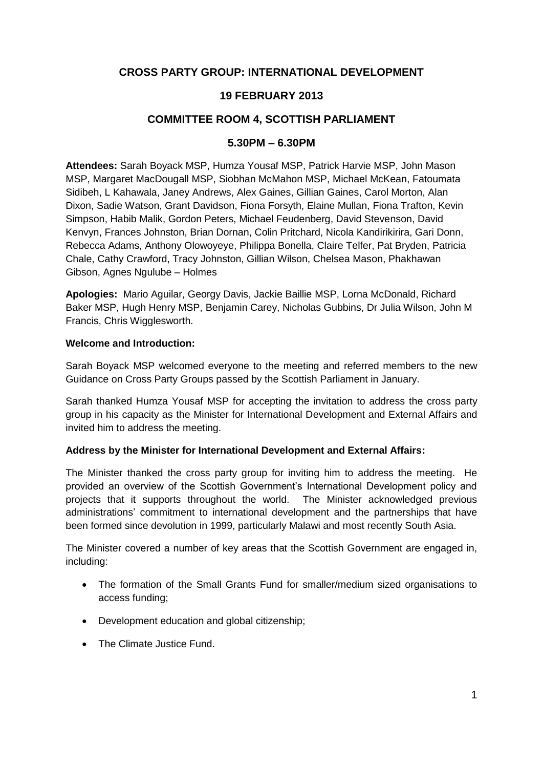# CROSS PARTY GROUP: INTERNATIONAL DEVELOPMENT

## 19 FEBRUARY 2013

## COMMITTEE ROOM 4, SCOTTISH PARLIAMENT

## 5.30PM – 6.30PM

**Attendees:** Sarah Boyack MSP, Humza Yousaf MSP, Patrick Harvie MSP, John Mason MSP, Margaret MacDougall MSP, Siobhan McMahon MSP, Michael McKean, Fatoumata Sidibeh, L Kahawala, Janey Andrews, Alex Gaines, Gillian Gaines, Carol Morton, Alan Dixon, Sadie Watson, Grant Davidson, Fiona Forsyth, Elaine Mullan, Fiona Trafton, Kevin Simpson, Habib Malik, Gordon Peters, Michael Feudenberg, David Stevenson, David Kenvyn, Frances Johnston, Brian Dornan, Colin Pritchard, Nicola Kandirikirira, Gari Donn, Rebecca Adams, Anthony Olowoyeye, Philippa Bonella, Claire Telfer, Pat Bryden, Patricia Chale, Cathy Crawford, Tracy Johnston, Gillian Wilson, Chelsea Mason, Phakhawan Gibson, Agnes Ngulube – Holmes

**Apologies:** Mario Aguilar, Georgy Davis, Jackie Baillie MSP, Lorna McDonald, Richard Baker MSP, Hugh Henry MSP, Benjamin Carey, Nicholas Gubbins, Dr Julia Wilson, John M Francis, Chris Wigglesworth.

**Welcome and Introduction:**

Sarah Boyack MSP welcomed everyone to the meeting and referred members to the new Guidance on Cross Party Groups passed by the Scottish Parliament in January.

Sarah thanked Humza Yousaf MSP for accepting the invitation to address the cross party group in his capacity as the Minister for International Development and External Affairs and invited him to address the meeting.

**Address by the Minister for International Development and External Affairs:**

The Minister thanked the cross party group for inviting him to address the meeting. He provided an overview of the Scottish Government's International Development policy and projects that it supports throughout the world. The Minister acknowledged previous administrations' commitment to international development and the partnerships that have been formed since devolution in 1999, particularly Malawi and most recently South Asia.

The Minister covered a number of key areas that the Scottish Government are engaged in, including:

- The formation of the Small Grants Fund for smaller/medium sized organisations to access funding;
- Development education and global citizenship;
- The Climate Justice Fund.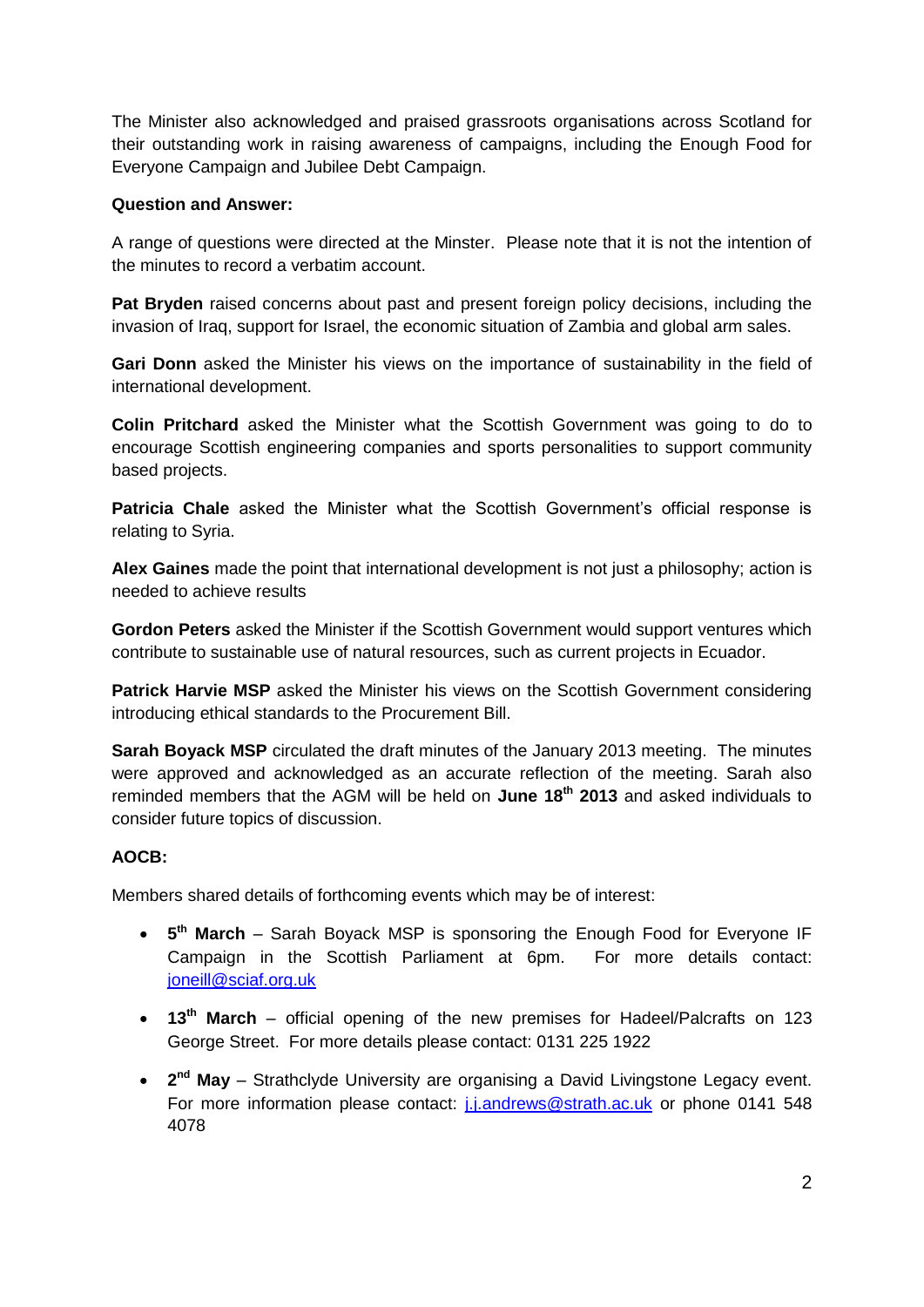The Minister also acknowledged and praised grassroots organisations across Scotland for their outstanding work in raising awareness of campaigns, including the Enough Food for Everyone Campaign and Jubilee Debt Campaign.

**Question and Answer:**

A range of questions were directed at the Minster. Please note that it is not the intention of the minutes to record a verbatim account.

**Pat Bryden** raised concerns about past and present foreign policy decisions, including the invasion of Iraq, support for Israel, the economic situation of Zambia and global arm sales.

**Gari Donn** asked the Minister his views on the importance of sustainability in the field of international development.

**Colin Pritchard** asked the Minister what the Scottish Government was going to do to encourage Scottish engineering companies and sports personalities to support community based projects.

**Patricia Chale** asked the Minister what the Scottish Government's official response is relating to Syria.

**Alex Gaines** made the point that international development is not just a philosophy; action is needed to achieve results

**Gordon Peters** asked the Minister if the Scottish Government would support ventures which contribute to sustainable use of natural resources, such as current projects in Ecuador.

**Patrick Harvie MSP** asked the Minister his views on the Scottish Government considering introducing ethical standards to the Procurement Bill.

**Sarah Boyack MSP** circulated the draft minutes of the January 2013 meeting. The minutes were approved and acknowledged as an accurate reflection of the meeting. Sarah also reminded members that the AGM will be held on **June 18th 2013** and asked individuals to consider future topics of discussion.

**AOCB:**

Members shared details of forthcoming events which may be of interest:

- **5th March** – Sarah Boyack MSP is sponsoring the Enough Food for Everyone IF Campaign in the Scottish Parliament at 6pm. For more details contact: joneill@sciaf.org.uk
- **13th March** – official opening of the new premises for Hadeel/Palcrafts on 123 George Street. For more details please contact: 0131 225 1922
- **2nd May** – Strathclyde University are organising a David Livingstone Legacy event. For more information please contact: j.j.andrews@strath.ac.uk or phone 0141 548 4078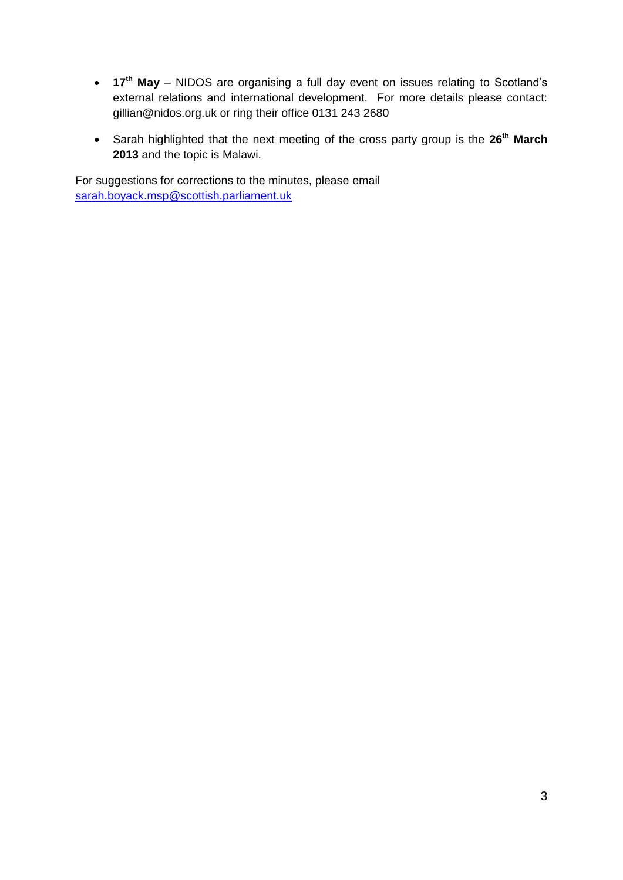- **17th May** – NIDOS are organising a full day event on issues relating to Scotland's external relations and international development. For more details please contact: gillian@nidos.org.uk or ring their office 0131 243 2680
- Sarah highlighted that the next meeting of the cross party group is the **26th March 2013** and the topic is Malawi.

For suggestions for corrections to the minutes, please email sarah.boyack.msp@scottish.parliament.uk